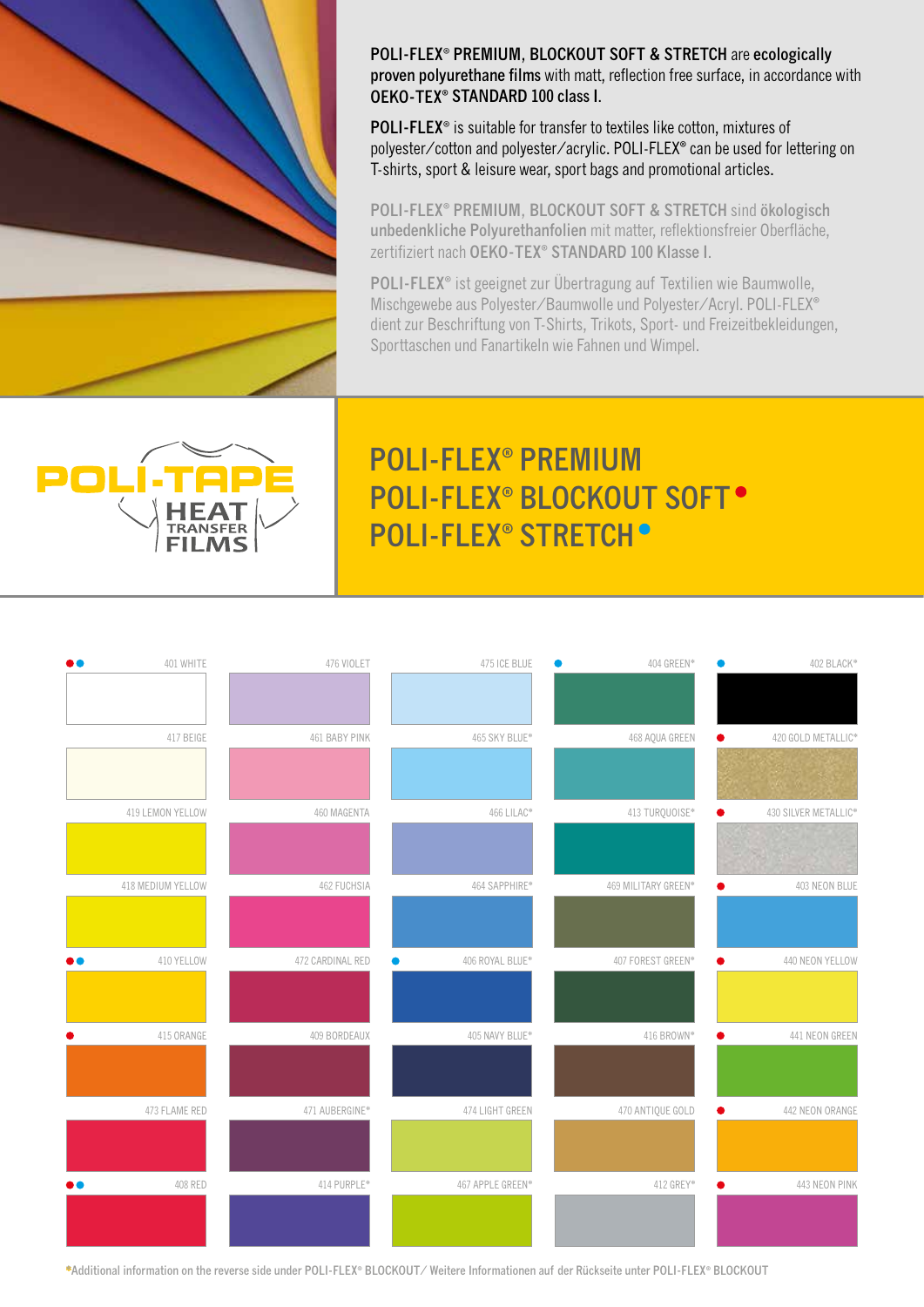**POLI-FLEX® PREMIUM, BLOCKOUT SOFT & STRETCH** are **ecologically proven polyurethane films** with matt, reflection free surface, in accordance with **OEKO-TEX® STANDARD 100 class I**.

**POLI-FLEX®** is suitable for transfer to textiles like cotton, mixtures of polyester/cotton and polyester/acrylic. POLI-FLEX® can be used for lettering on T-shirts, sport & leisure wear, sport bags and promotional articles.

**POLI-FLEX® PREMIUM, BLOCKOUT SOFT & STRETCH** sind **ökologisch unbedenkliche Polyurethanfolien** mit matter, reflektionsfreier Oberfläche, zertifiziert nach **OEKO-TEX® STANDARD 100 Klasse I**.

**POLI-FLEX®** ist geeignet zur Übertragung auf Textilien wie Baumwolle, Mischgewebe aus Polyester/Baumwolle und Polyester/Acryl. POLI-FLEX® dient zur Beschriftung von T-Shirts, Trikots, Sport- und Freizeitbekleidungen, Sporttaschen und Fanartikeln wie Fahnen und Wimpel.

POLI-TAPE HEAT TRANSFER FILMS

# POLI-FLEX® PREMIUM
# POLI-FLEX® BLOCKOUT SOFT ● (red)
# POLI-FLEX® STRETCH ● (blue)

| | | | | |
|---|---|---|---|---|
| ●● 401 WHITE | 476 VIOLET | 475 ICE BLUE | ● 404 GREEN* | ● 402 BLACK* |
| 417 BEIGE | 461 BABY PINK | 465 SKY BLUE* | 468 AQUA GREEN | ● 420 GOLD METALLIC* |
| 419 LEMON YELLOW | 460 MAGENTA | 466 LILAC* | 413 TURQUOISE* | ● 430 SILVER METALLIC* |
| 418 MEDIUM YELLOW | 462 FUCHSIA | 464 SAPPHIRE* | 469 MILITARY GREEN* | ● 403 NEON BLUE |
| ●● 410 YELLOW | 472 CARDINAL RED | ● 406 ROYAL BLUE* | 407 FOREST GREEN* | ● 440 NEON YELLOW |
| ● 415 ORANGE | 409 BORDEAUX | 405 NAVY BLUE* | 416 BROWN* | ● 441 NEON GREEN |
| 473 FLAME RED | 471 AUBERGINE* | 474 LIGHT GREEN | 470 ANTIQUE GOLD | ● 442 NEON ORANGE |
| ●● 408 RED | 414 PURPLE* | 467 APPLE GREEN* | 412 GREY* | ● 443 NEON PINK |

*Additional information on the reverse side under POLI-FLEX® BLOCKOUT/ Weitere Informationen auf der Rückseite unter POLI-FLEX® BLOCKOUT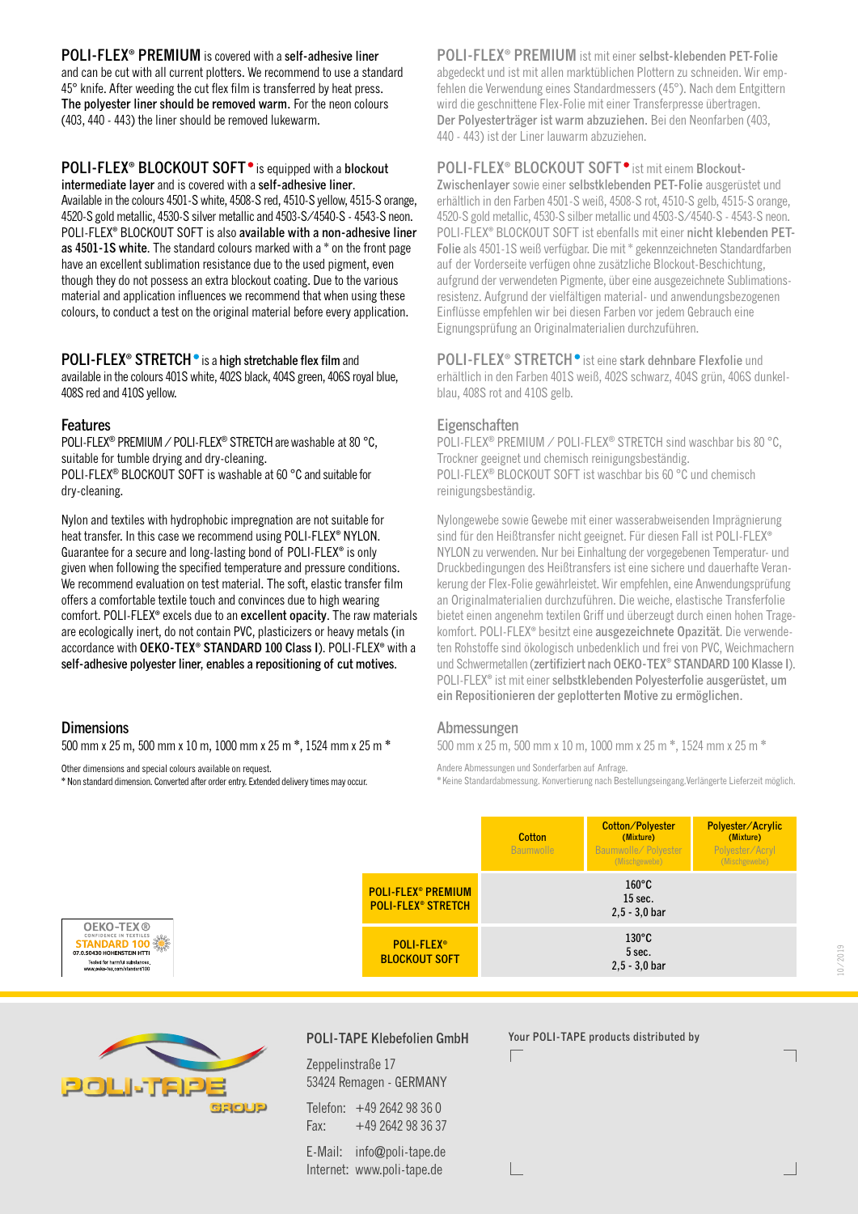**POLI-FLEX® PREMIUM** is covered with a **self-adhesive liner** and can be cut with all current plotters. We recommend to use a standard 45° knife. After weeding the cut flex film is transferred by heat press. **The polyester liner should be removed warm.** For the neon colours (403, 440 - 443) the liner should be removed lukewarm.

**POLI-FLEX® BLOCKOUT SOFT** • is equipped with a **blockout intermediate layer** and is covered with a **self-adhesive liner**. Available in the colours 4501-S white, 4508-S red, 4510-S yellow, 4515-S orange, 4520-S gold metallic, 4530-S silver metallic and 4503-S/4540-S - 4543-S neon. POLI-FLEX® BLOCKOUT SOFT is also **available with a non-adhesive liner as 4501-1S white.** The standard colours marked with a * on the front page have an excellent sublimation resistance due to the used pigment, even though they do not possess an extra blockout coating. Due to the various material and application influences we recommend that when using these colours, to conduct a test on the original material before every application.

**POLI-FLEX® STRETCH** • is a **high stretchable flex film** and available in the colours 401S white, 402S black, 404S green, 406S royal blue, 408S red and 410S yellow.

## Features

POLI-FLEX® PREMIUM / POLI-FLEX® STRETCH are washable at 80 °C, suitable for tumble drying and dry-cleaning.
POLI-FLEX® BLOCKOUT SOFT is washable at 60 °C and suitable for dry-cleaning.

Nylon and textiles with hydrophobic impregnation are not suitable for heat transfer. In this case we recommend using POLI-FLEX® NYLON. Guarantee for a secure and long-lasting bond of POLI-FLEX® is only given when following the specified temperature and pressure conditions. We recommend evaluation on test material. The soft, elastic transfer film offers a comfortable textile touch and convinces due to high wearing comfort. POLI-FLEX® excels due to an **excellent opacity**. The raw materials are ecologically inert, do not contain PVC, plasticizers or heavy metals (in accordance with **OEKO-TEX® STANDARD 100 Class I**). POLI-FLEX® with a **self-adhesive polyester liner, enables a repositioning of cut motives.**

## Dimensions

500 mm x 25 m, 500 mm x 10 m, 1000 mm x 25 m *, 1524 mm x 25 m *

Other dimensions and special colours available on request.
* Non standard dimension. Converted after order entry. Extended delivery times may occur.

**POLI-FLEX® PREMIUM** ist mit einer **selbst-klebenden PET-Folie** abgedeckt und ist mit allen marktüblichen Plottern zu schneiden. Wir empfehlen die Verwendung eines Standardmessers (45°). Nach dem Entgittern wird die geschnittene Flex-Folie mit einer Transferpresse übertragen. **Der Polyesterträger ist warm abzuziehen.** Bei den Neonfarben (403, 440 - 443) ist der Liner lauwarm abzuziehen.

**POLI-FLEX® BLOCKOUT SOFT** • ist mit einem **Blockout-Zwischenlayer** sowie einer **selbstklebenden PET-Folie** ausgerüstet und erhältlich in den Farben 4501-S weiß, 4508-S rot, 4510-S gelb, 4515-S orange, 4520-S gold metallic, 4530-S silber metallic und 4503-S/4540-S - 4543-S neon. POLI-FLEX® BLOCKOUT SOFT ist ebenfalls mit einer **nicht klebenden PET-Folie** als 4501-1S weiß verfügbar. Die mit * gekennzeichneten Standardfarben auf der Vorderseite verfügen ohne zusätzliche Blockout-Beschichtung, aufgrund der verwendeten Pigmente, über eine ausgezeichnete Sublimationsresistenz. Aufgrund der vielfältigen material- und anwendungsbezogenen Einflüsse empfehlen wir bei diesen Farben vor jedem Gebrauch eine Eignungsprüfung an Originalmaterialien durchzuführen.

**POLI-FLEX® STRETCH** • ist eine **stark dehnbare Flexfolie** und erhältlich in den Farben 401S weiß, 402S schwarz, 404S grün, 406S dunkelblau, 408S rot und 410S gelb.

## Eigenschaften

POLI-FLEX® PREMIUM / POLI-FLEX® STRETCH sind waschbar bis 80 °C, Trockner geeignet und chemisch reinigungsbeständig.
POLI-FLEX® BLOCKOUT SOFT ist waschbar bis 60 °C und chemisch reinigungsbeständig.

Nylongewebe sowie Gewebe mit einer wasserabweisenden Imprägnierung sind für den Heißtransfer nicht geeignet. Für diesen Fall ist POLI-FLEX® NYLON zu verwenden. Nur bei Einhaltung der vorgegebenen Temperatur- und Druckbedingungen des Heißtransfers ist eine sichere und dauerhafte Verankerung der Flex-Folie gewährleistet. Wir empfehlen, eine Anwendungsprüfung an Originalmaterialien durchzuführen. Die weiche, elastische Transferfolie bietet einen angenehm textilen Griff und überzeugt durch einen hohen Tragekomfort. POLI-FLEX® besitzt eine **ausgezeichnete Opazität**. Die verwendeten Rohstoffe sind ökologisch unbedenklich und frei von PVC, Weichmachern und Schwermetallen (**zertifiziert nach OEKO-TEX® STANDARD 100 Klasse I**). POLI-FLEX® ist mit einer **selbstklebenden Polyesterfolie ausgerüstet, um ein Repositionieren der geplotterten Motive zu ermöglichen.**

## Abmessungen

500 mm x 25 m, 500 mm x 10 m, 1000 mm x 25 m *, 1524 mm x 25 m *

Andere Abmessungen und Sonderfarben auf Anfrage.
* Keine Standardabmessung. Konvertierung nach Bestellungseingang.Verlängerte Lieferzeit möglich.

| | Cotton Baumwolle | Cotton/Polyester (Mixture) Baumwolle/ Polyester (Mischgewebe) | Polyester/Acrylic (Mixture) Polyester/Acryl (Mischgewebe) |
|---|---|---|---|
| POLI-FLEX® PREMIUM POLI-FLEX® STRETCH | 160°C 15 sec. 2,5 - 3,0 bar | | |
| POLI-FLEX® BLOCKOUT SOFT | 130°C 5 sec. 2,5 - 3,0 bar | | |

OEKO-TEX® CONFIDENCE IN TEXTILES STANDARD 100 07.0.50430 HOHENSTEIN HTTI Tested for harmful substances. www.oeko-tex.com/standard100

10/2019

**POLI-TAPE Klebefolien GmbH**

Zeppelinstraße 17
53424 Remagen - GERMANY

Telefon: +49 2642 98 36 0
Fax: +49 2642 98 36 37

E-Mail: info@poli-tape.de
Internet: www.poli-tape.de

Your POLI-TAPE products distributed by